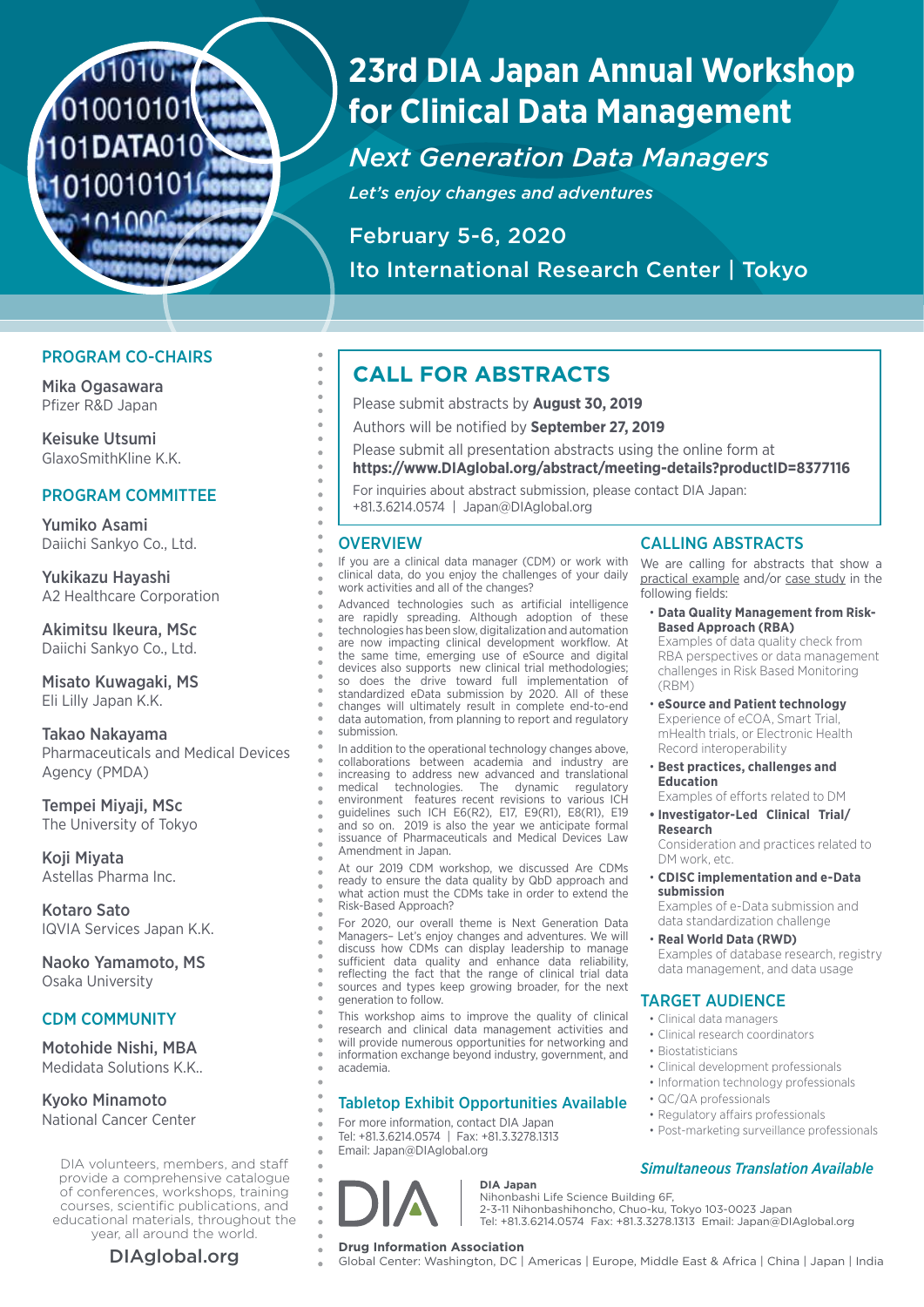# 23rd DIA Japan Annual Workshop for Clinical Data Management

## *Next Generation Data Managers*

*Let's enjoy changes and adventures*

February 5-6, 2020

Ito International Research Center | Tokyo

## PROGRAM CO-CHAIRS

**Mika Ogasawara**
Pfizer R&D Japan

**Keisuke Utsumi**
GlaxoSmithKline K.K.

## PROGRAM COMMITTEE

**Yumiko Asami**
Daiichi Sankyo Co., Ltd.

**Yukikazu Hayashi**
A2 Healthcare Corporation

**Akimitsu Ikeura, MSc**
Daiichi Sankyo Co., Ltd.

**Misato Kuwagaki, MS**
Eli Lilly Japan K.K.

**Takao Nakayama**
Pharmaceuticals and Medical Devices Agency (PMDA)

**Tempei Miyaji, MSc**
The University of Tokyo

**Koji Miyata**
Astellas Pharma Inc.

**Kotaro Sato**
IQVIA Services Japan K.K.

**Naoko Yamamoto, MS**
Osaka University

## CDM COMMUNITY

**Motohide Nishi, MBA**
Medidata Solutions K.K..

**Kyoko Minamoto**
National Cancer Center

DIA volunteers, members, and staff provide a comprehensive catalogue of conferences, workshops, training courses, scientific publications, and educational materials, throughout the year, all around the world.

DIAglobal.org

## CALL FOR ABSTRACTS

Please submit abstracts by **August 30, 2019**

Authors will be notified by **September 27, 2019**

Please submit all presentation abstracts using the online form at
**https://www.DIAglobal.org/abstract/meeting-details?productID=8377116**

For inquiries about abstract submission, please contact DIA Japan:
+81.3.6214.0574 | Japan@DIAglobal.org

## OVERVIEW

If you are a clinical data manager (CDM) or work with clinical data, do you enjoy the challenges of your daily work activities and all of the changes?

Advanced technologies such as artificial intelligence are rapidly spreading. Although adoption of these technologies has been slow, digitalization and automation are now impacting clinical development workflow. At the same time, emerging use of eSource and digital devices also supports new clinical trial methodologies; so does the drive toward full implementation of standardized eData submission by 2020. All of these changes will ultimately result in complete end-to-end data automation, from planning to report and regulatory submission.

In addition to the operational technology changes above, collaborations between academia and industry are increasing to address new advanced and translational medical technologies. The dynamic regulatory environment features recent revisions to various ICH guidelines such ICH E6(R2), E17, E9(R1), E8(R1), E19 and so on. 2019 is also the year we anticipate formal issuance of Pharmaceuticals and Medical Devices Law Amendment in Japan.

At our 2019 CDM workshop, we discussed Are CDMs ready to ensure the data quality by QbD approach and what action must the CDMs take in order to extend the Risk-Based Approach?

For 2020, our overall theme is Next Generation Data Managers– Let's enjoy changes and adventures. We will discuss how CDMs can display leadership to manage sufficient data quality and enhance data reliability, reflecting the fact that the range of clinical trial data sources and types keep growing broader, for the next generation to follow.

This workshop aims to improve the quality of clinical research and clinical data management activities and will provide numerous opportunities for networking and information exchange beyond industry, government, and academia.

## Tabletop Exhibit Opportunities Available

For more information, contact DIA Japan
Tel: +81.3.6214.0574 | Fax: +81.3.3278.1313
Email: Japan@DIAglobal.org

## CALLING ABSTRACTS

We are calling for abstracts that show a practical example and/or case study in the following fields:

- **Data Quality Management from Risk-Based Approach (RBA)**
  Examples of data quality check from RBA perspectives or data management challenges in Risk Based Monitoring (RBM)
- **eSource and Patient technology**
  Experience of eCOA, Smart Trial, mHealth trials, or Electronic Health Record interoperability
- **Best practices, challenges and Education**
  Examples of efforts related to DM
- **Investigator-Led Clinical Trial/Research**
  Consideration and practices related to DM work, etc.
- **CDISC implementation and e-Data submission**
  Examples of e-Data submission and data standardization challenge
- **Real World Data (RWD)**
  Examples of database research, registry data management, and data usage

## TARGET AUDIENCE

- Clinical data managers
- Clinical research coordinators
- Biostatisticians
- Clinical development professionals
- Information technology professionals
- QC/QA professionals
- Regulatory affairs professionals
- Post-marketing surveillance professionals

*Simultaneous Translation Available*

**DIA Japan**
Nihonbashi Life Science Building 6F,
2-3-11 Nihonbashihoncho, Chuo-ku, Tokyo 103-0023 Japan
Tel: +81.3.6214.0574 Fax: +81.3.3278.1313 Email: Japan@DIAglobal.org

**Drug Information Association**
Global Center: Washington, DC | Americas | Europe, Middle East & Africa | China | Japan | India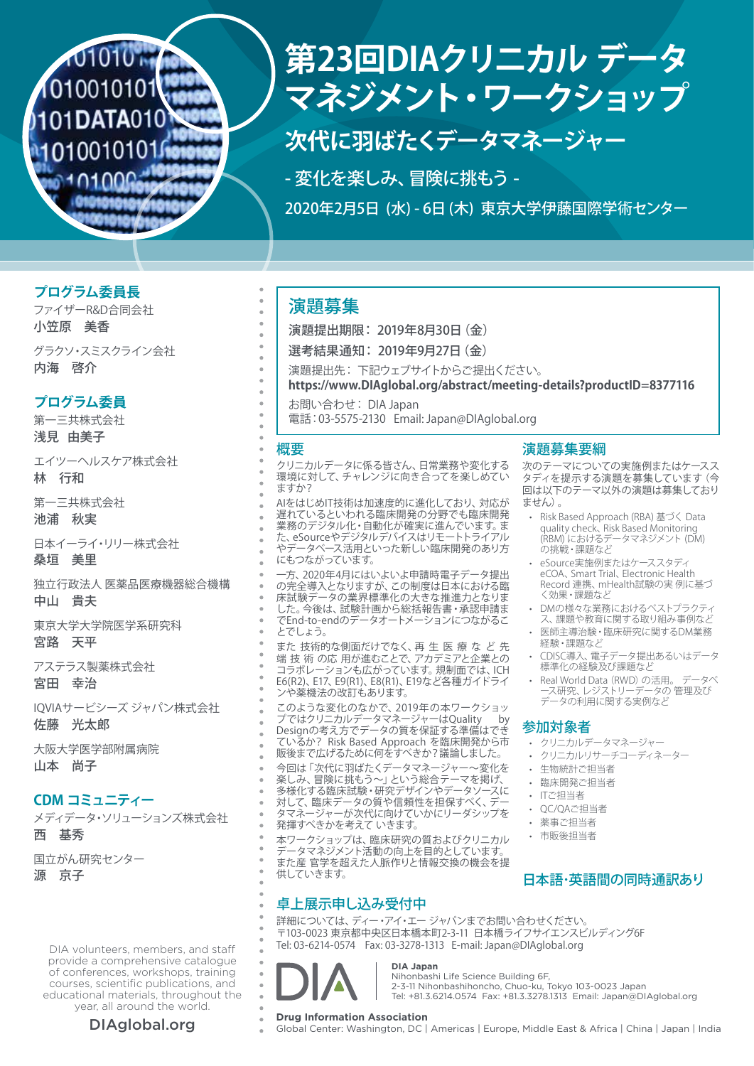# 第23回DIAクリニカル データマネジメント・ワークショップ

## 次代に羽ばたくデータマネージャー

- 変化を楽しみ、冒険に挑もう -

2020年2月5日（水）- 6日（木）東京大学伊藤国際学術センター

### プログラム委員長

ファイザーR&D合同会社
**小笠原　美香**

グラクソ・スミスクライン会社
**内海　啓介**

### プログラム委員

第一三共株式会社
**浅見　由美子**

エイツーヘルスケア株式会社
**林　行和**

第一三共株式会社
**池浦　秋実**

日本イーライ・リリー株式会社
**桑垣　美里**

独立行政法人 医薬品医療機器総合機構
**中山　貴夫**

東京大学大学院医学系研究科
**宮路　天平**

アステラス製薬株式会社
**宮田　幸治**

IQVIAサービシーズ ジャパン株式会社
**佐藤　光太郎**

大阪大学医学部附属病院
**山本　尚子**

### CDM コミュニティー

メディデータ・ソリューションズ株式会社
**西　基秀**

国立がん研究センター
**源　京子**

## 演題募集

**演題提出期限：2019年8月30日（金）**

**選考結果通知：2019年9月27日（金）**

演題提出先：下記ウェブサイトからご提出ください。
**https://www.DIAglobal.org/abstract/meeting-details?productID=8377116**

お問い合わせ：DIA Japan
電話：03-5575-2130　Email: Japan@DIAglobal.org

## 概要

クリニカルデータに係る皆さん、日常業務や変化する環境に対して、チャレンジに向き合ってを楽しめていますか？

AIをはじめIT技術は加速度的に進化しており、対応が遅れているといわれる臨床開発の分野でも臨床開発業務のデジタル化・自動化が確実に進んでいます。また、eSourceやデジタルデバイスはリモートトライアルやデータベース活用といった新しい臨床開発のあり方にもつながっています。

一方、2020年4月にはいよいよ申請時電子データ提出の完全導入となりますが、この制度は日本における臨床試験データの業界標準化の大きな推進力となりました。今後は、試験計画から総括報告書・承認申請までEnd-to-endのデータオートメーションにつながることでしょう。

また 技術的な側面だけでなく、再 生 医 療 な ど 先 端 技 術 の応 用が進むことで、アカデミアと企業とのコラボレーションも広がっています。規制面では、ICH E6(R2)、E17、E9(R1)、E8(R1)、E19など各種ガイドラインや薬機法の改訂もあります。

このような変化のなかで、2019年の本ワークショップではクリニカルデータマネージャーがQuality　by Designの考え方でデータの質を保証する準備はできているか？ Risk Based Approach を臨床開発から市販後まで広げるために何をすべきか？議論しました。

今回は「次代に羽ばたくデータマネージャー～変化を楽しみ、冒険に挑もう～」という総合テーマを掲げ、多様化する臨床試験・研究デザインやデータソースに対して、臨床データの質や信頼性を担保すべく、データマネージャーが次代に向けていかにリーダシップを発揮すべきかを考えて いきます。

本ワークショップは、臨床研究の質およびクリニカルデータマネジメント活動の向上を目的としています。また産 官学を超えた人脈作りと情報交換の機会を提供していきます。

## 演題募集要綱

次のテーマについての実施例またはケーススタディを提示する演題を募集しています（今回は以下のテーマ以外の演題は募集しておりません）。

- Risk Based Approach (RBA) 基づく Data quality check、Risk Based Monitoring (RBM) におけるデータマネジメント (DM) の挑戦・課題など
- eSource実施例またはケーススタディ eCOA、Smart Trial、Electronic Health Record 連携、mHealth試験の実 例に基づく効果・課題など
- DMの様々な業務におけるベストプラクティス、課題や教育に関する取り組み事例など
- 医師主導治験・臨床研究に関するDM業務経験・課題など
- CDISC導入、電子データ提出あるいはデータ標準化の経験及び課題など
- Real World Data（RWD）の活用。 データベース研究、レジストリーデータの 管理及びデータの利用に関する実例など

## 参加対象者

- クリニカルデータマネージャー
- クリニカルリサーチコーディネーター
- 生物統計ご担当者
- 臨床開発ご担当者
- ITご担当者
- QC/QAご担当者
- 薬事ご担当者
- 市販後担当者

**日本語・英語間の同時通訳あり**

## 卓上展示申し込み受付中

詳細については、ディー・アイ・エー ジャパンまでお問い合わせください。
〒103-0023 東京都中央区日本橋本町2-3-11 日本橋ライフサイエンスビルディング6F
Tel: 03-6214-0574　Fax: 03-3278-1313　E-mail: Japan@DIAglobal.org

DIA volunteers, members, and staff provide a comprehensive catalogue of conferences, workshops, training courses, scientific publications, and educational materials, throughout the year, all around the world.

DIAglobal.org

**DIA Japan**
Nihonbashi Life Science Building 6F,
2-3-11 Nihonbashihoncho, Chuo-ku, Tokyo 103-0023 Japan
Tel: +81.3.6214.0574　Fax: +81.3.3278.1313　Email: Japan@DIAglobal.org

**Drug Information Association**
Global Center: Washington, DC | Americas | Europe, Middle East & Africa | China | Japan | India